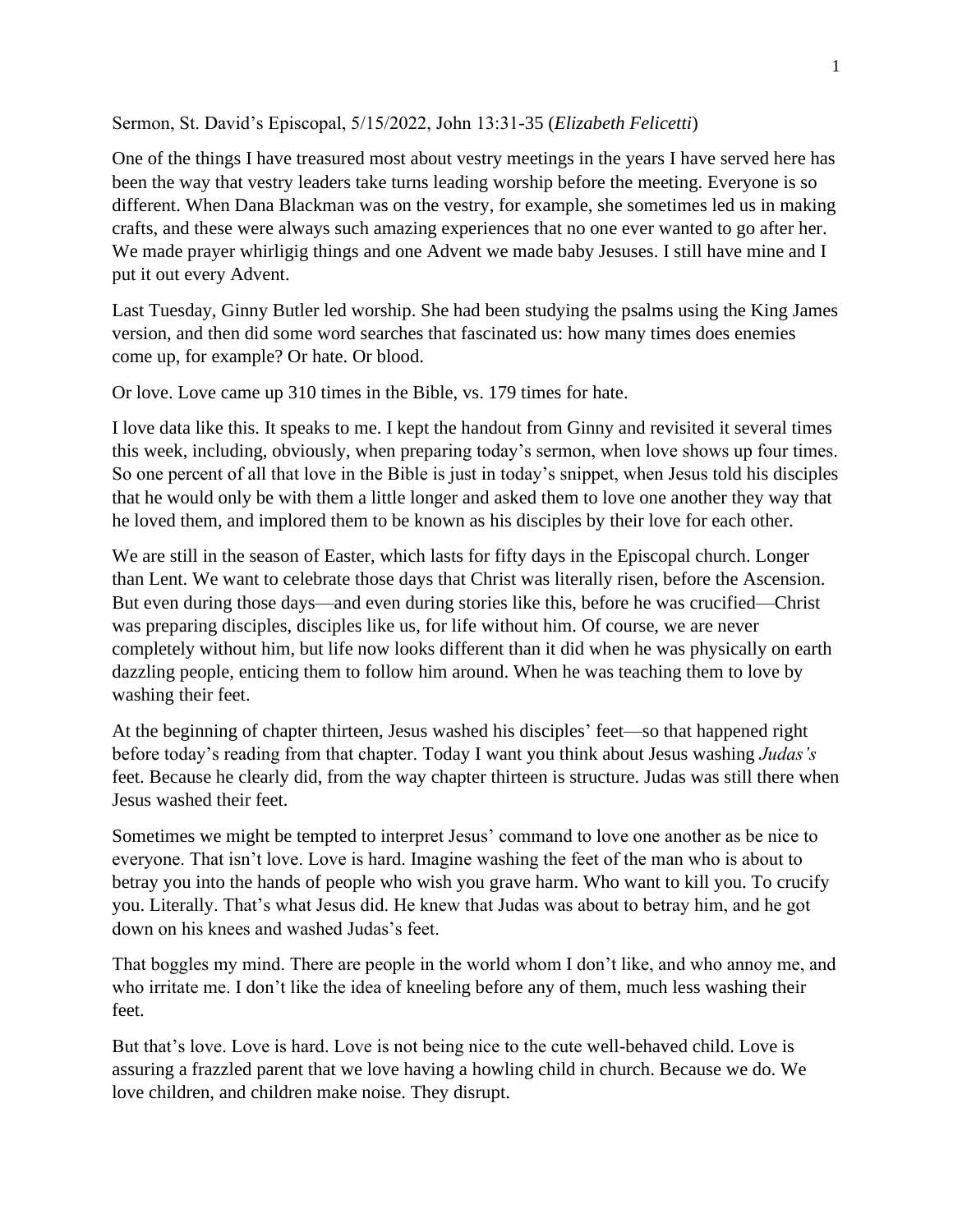Sermon, St. David's Episcopal, 5/15/2022, John 13:31-35 (*Elizabeth Felicetti*)

One of the things I have treasured most about vestry meetings in the years I have served here has been the way that vestry leaders take turns leading worship before the meeting. Everyone is so different. When Dana Blackman was on the vestry, for example, she sometimes led us in making crafts, and these were always such amazing experiences that no one ever wanted to go after her. We made prayer whirligig things and one Advent we made baby Jesuses. I still have mine and I put it out every Advent.

Last Tuesday, Ginny Butler led worship. She had been studying the psalms using the King James version, and then did some word searches that fascinated us: how many times does enemies come up, for example? Or hate. Or blood.

Or love. Love came up 310 times in the Bible, vs. 179 times for hate.

I love data like this. It speaks to me. I kept the handout from Ginny and revisited it several times this week, including, obviously, when preparing today's sermon, when love shows up four times. So one percent of all that love in the Bible is just in today's snippet, when Jesus told his disciples that he would only be with them a little longer and asked them to love one another they way that he loved them, and implored them to be known as his disciples by their love for each other.

We are still in the season of Easter, which lasts for fifty days in the Episcopal church. Longer than Lent. We want to celebrate those days that Christ was literally risen, before the Ascension. But even during those days—and even during stories like this, before he was crucified—Christ was preparing disciples, disciples like us, for life without him. Of course, we are never completely without him, but life now looks different than it did when he was physically on earth dazzling people, enticing them to follow him around. When he was teaching them to love by washing their feet.

At the beginning of chapter thirteen, Jesus washed his disciples' feet—so that happened right before today's reading from that chapter. Today I want you think about Jesus washing *Judas's* feet. Because he clearly did, from the way chapter thirteen is structure. Judas was still there when Jesus washed their feet.

Sometimes we might be tempted to interpret Jesus' command to love one another as be nice to everyone. That isn't love. Love is hard. Imagine washing the feet of the man who is about to betray you into the hands of people who wish you grave harm. Who want to kill you. To crucify you. Literally. That's what Jesus did. He knew that Judas was about to betray him, and he got down on his knees and washed Judas's feet.

That boggles my mind. There are people in the world whom I don't like, and who annoy me, and who irritate me. I don't like the idea of kneeling before any of them, much less washing their feet.

But that's love. Love is hard. Love is not being nice to the cute well-behaved child. Love is assuring a frazzled parent that we love having a howling child in church. Because we do. We love children, and children make noise. They disrupt.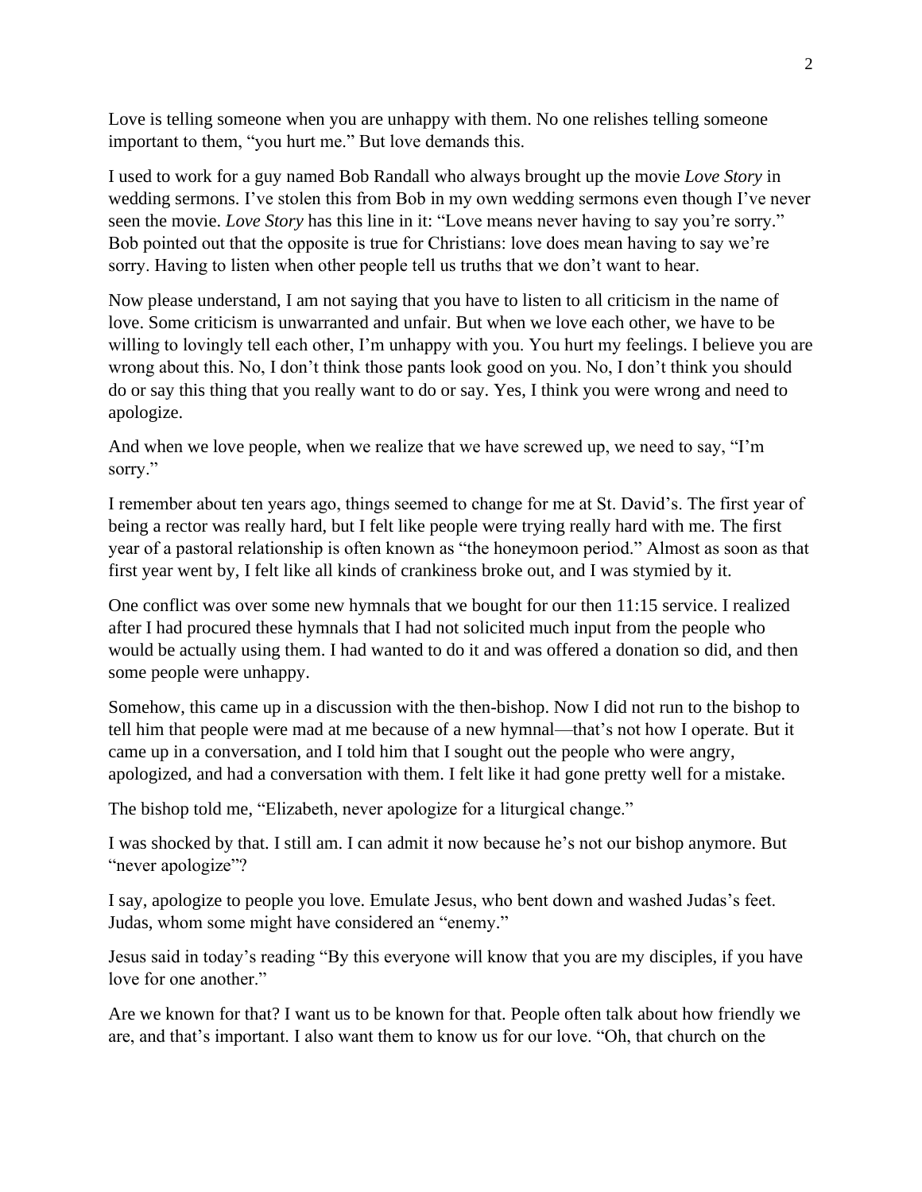Love is telling someone when you are unhappy with them. No one relishes telling someone important to them, "you hurt me." But love demands this.

I used to work for a guy named Bob Randall who always brought up the movie *Love Story* in wedding sermons. I've stolen this from Bob in my own wedding sermons even though I've never seen the movie. *Love Story* has this line in it: "Love means never having to say you're sorry." Bob pointed out that the opposite is true for Christians: love does mean having to say we're sorry. Having to listen when other people tell us truths that we don't want to hear.

Now please understand, I am not saying that you have to listen to all criticism in the name of love. Some criticism is unwarranted and unfair. But when we love each other, we have to be willing to lovingly tell each other, I'm unhappy with you. You hurt my feelings. I believe you are wrong about this. No, I don't think those pants look good on you. No, I don't think you should do or say this thing that you really want to do or say. Yes, I think you were wrong and need to apologize.

And when we love people, when we realize that we have screwed up, we need to say, "I'm sorry."

I remember about ten years ago, things seemed to change for me at St. David's. The first year of being a rector was really hard, but I felt like people were trying really hard with me. The first year of a pastoral relationship is often known as "the honeymoon period." Almost as soon as that first year went by, I felt like all kinds of crankiness broke out, and I was stymied by it.

One conflict was over some new hymnals that we bought for our then 11:15 service. I realized after I had procured these hymnals that I had not solicited much input from the people who would be actually using them. I had wanted to do it and was offered a donation so did, and then some people were unhappy.

Somehow, this came up in a discussion with the then-bishop. Now I did not run to the bishop to tell him that people were mad at me because of a new hymnal—that's not how I operate. But it came up in a conversation, and I told him that I sought out the people who were angry, apologized, and had a conversation with them. I felt like it had gone pretty well for a mistake.

The bishop told me, "Elizabeth, never apologize for a liturgical change."

I was shocked by that. I still am. I can admit it now because he's not our bishop anymore. But "never apologize"?

I say, apologize to people you love. Emulate Jesus, who bent down and washed Judas's feet. Judas, whom some might have considered an "enemy."

Jesus said in today's reading "By this everyone will know that you are my disciples, if you have love for one another."

Are we known for that? I want us to be known for that. People often talk about how friendly we are, and that's important. I also want them to know us for our love. "Oh, that church on the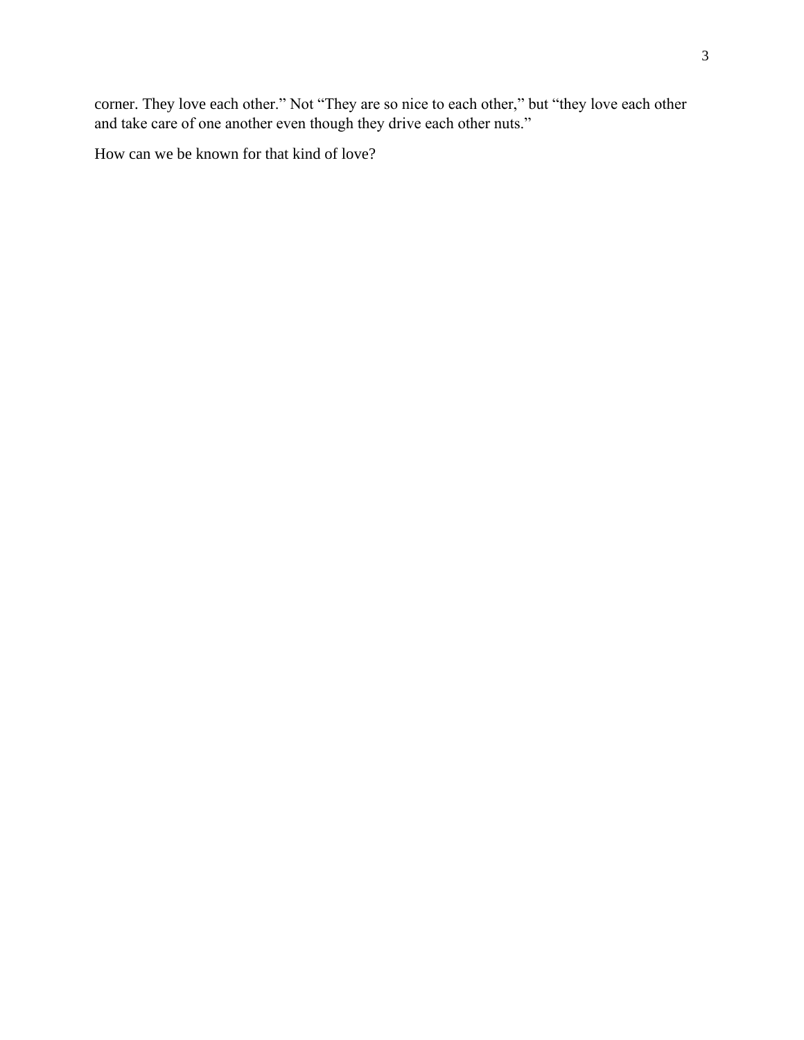corner. They love each other." Not "They are so nice to each other," but "they love each other and take care of one another even though they drive each other nuts."

How can we be known for that kind of love?